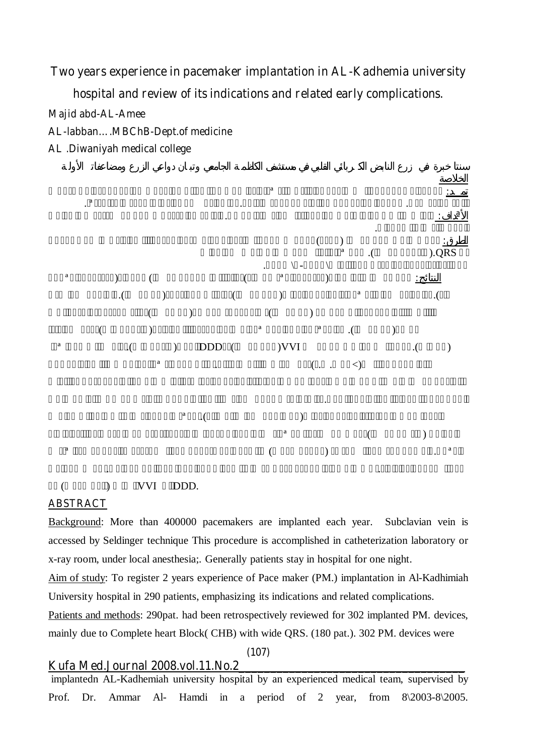# Two years experience in pacemaker implantation in AL-Kadhemia university hospital and review of its indications and related early complications.

Majid abd-AL-Amee

AL-labban….MBChB-Dept.of medicine

AL .Diwaniyah medical college

سنتا خبرة في زرع النابض الكهربائي القلبي في مستشفى الكاظمية الجامعي وتبيان دواعي الزرع ومضاعفاته الأولية

الخلاصة

تمهيد:

الأهداف:

الطرق: QRS.

النتائج: VVI DDD

VVI DDD.

## ABSTRACT

Background: More than 400000 pacemakers are implanted each year. Subclavian vein is accessed by Seldinger technique This procedure is accomplished in catheterization laboratory or x-ray room, under local anesthesia;. Generally patients stay in hospital for one night.

Aim of study: To register 2 years experience of Pace maker (PM.) implantation in Al-Kadhimiah University hospital in 290 patients, emphasizing its indications and related complications.

Patients and methods: 290pat. had been retrospectively reviewed for 302 implanted PM. devices, mainly due to Complete heart Block( CHB) with wide QRS. (180 pat.). 302 PM. devices were implantedn AL-Kadhemiah university hospital by an experienced medical team, supervised by Prof. Dr. Ammar Al- Hamdi in a period of 2 year, from 8\2003-8\2005.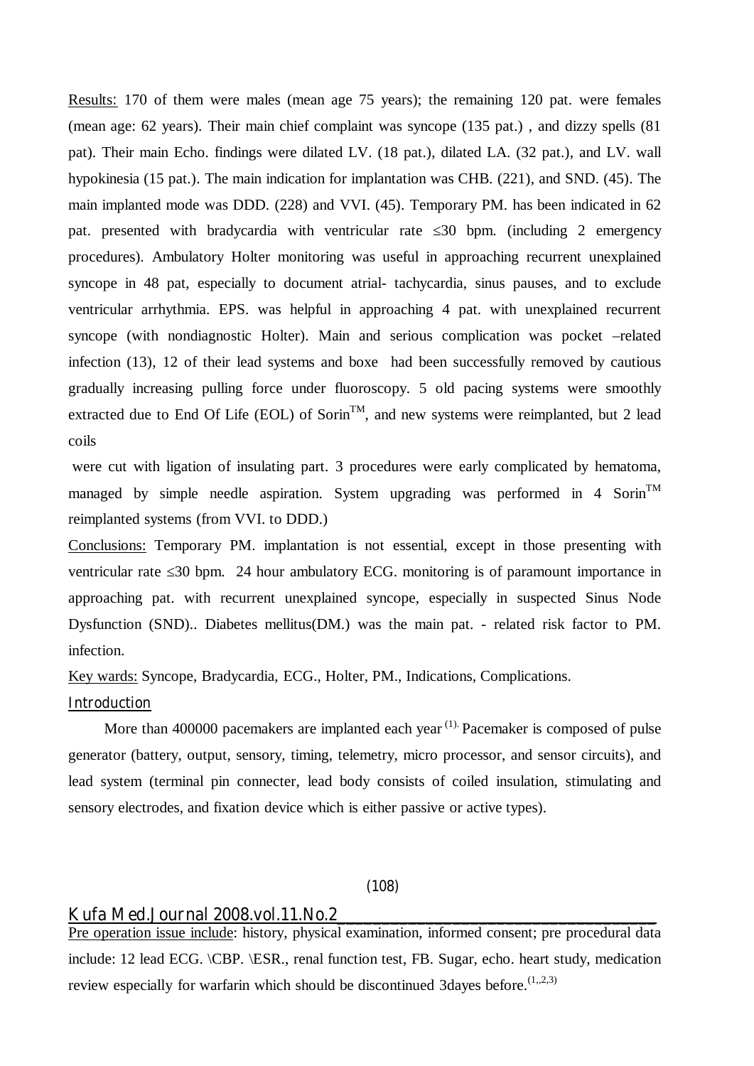Results: 170 of them were males (mean age 75 years); the remaining 120 pat. were females (mean age: 62 years). Their main chief complaint was syncope (135 pat.) , and dizzy spells (81 pat). Their main Echo. findings were dilated LV. (18 pat.), dilated LA. (32 pat.), and LV. wall hypokinesia (15 pat.). The main indication for implantation was CHB. (221), and SND. (45). The main implanted mode was DDD. (228) and VVI. (45). Temporary PM. has been indicated in 62 pat. presented with bradycardia with ventricular rate ≤30 bpm. (including 2 emergency procedures). Ambulatory Holter monitoring was useful in approaching recurrent unexplained syncope in 48 pat, especially to document atrial- tachycardia, sinus pauses, and to exclude ventricular arrhythmia. EPS. was helpful in approaching 4 pat. with unexplained recurrent syncope (with nondiagnostic Holter). Main and serious complication was pocket –related infection (13), 12 of their lead systems and boxe had been successfully removed by cautious gradually increasing pulling force under fluoroscopy. 5 old pacing systems were smoothly extracted due to End Of Life (EOL) of Sorin™, and new systems were reimplanted, but 2 lead coils were cut with ligation of insulating part. 3 procedures were early complicated by hematoma, managed by simple needle aspiration. System upgrading was performed in 4 Sorin™ reimplanted systems (from VVI. to DDD.)

Conclusions: Temporary PM. implantation is not essential, except in those presenting with ventricular rate ≤30 bpm. 24 hour ambulatory ECG. monitoring is of paramount importance in approaching pat. with recurrent unexplained syncope, especially in suspected Sinus Node Dysfunction (SND).. Diabetes mellitus(DM.) was the main pat. - related risk factor to PM. infection.

Key wards: Syncope, Bradycardia, ECG., Holter, PM., Indications, Complications.

## Introduction

More than 400000 pacemakers are implanted each year [1]. Pacemaker is composed of pulse generator (battery, output, sensory, timing, telemetry, micro processor, and sensor circuits), and lead system (terminal pin connecter, lead body consists of coiled insulation, stimulating and sensory electrodes, and fixation device which is either passive or active types).

Pre operation issue include: history, physical examination, informed consent; pre procedural data include: 12 lead ECG. \CBP. \ESR., renal function test, FB. Sugar, echo. heart study, medication review especially for warfarin which should be discontinued 3dayes before.[1,,2,3]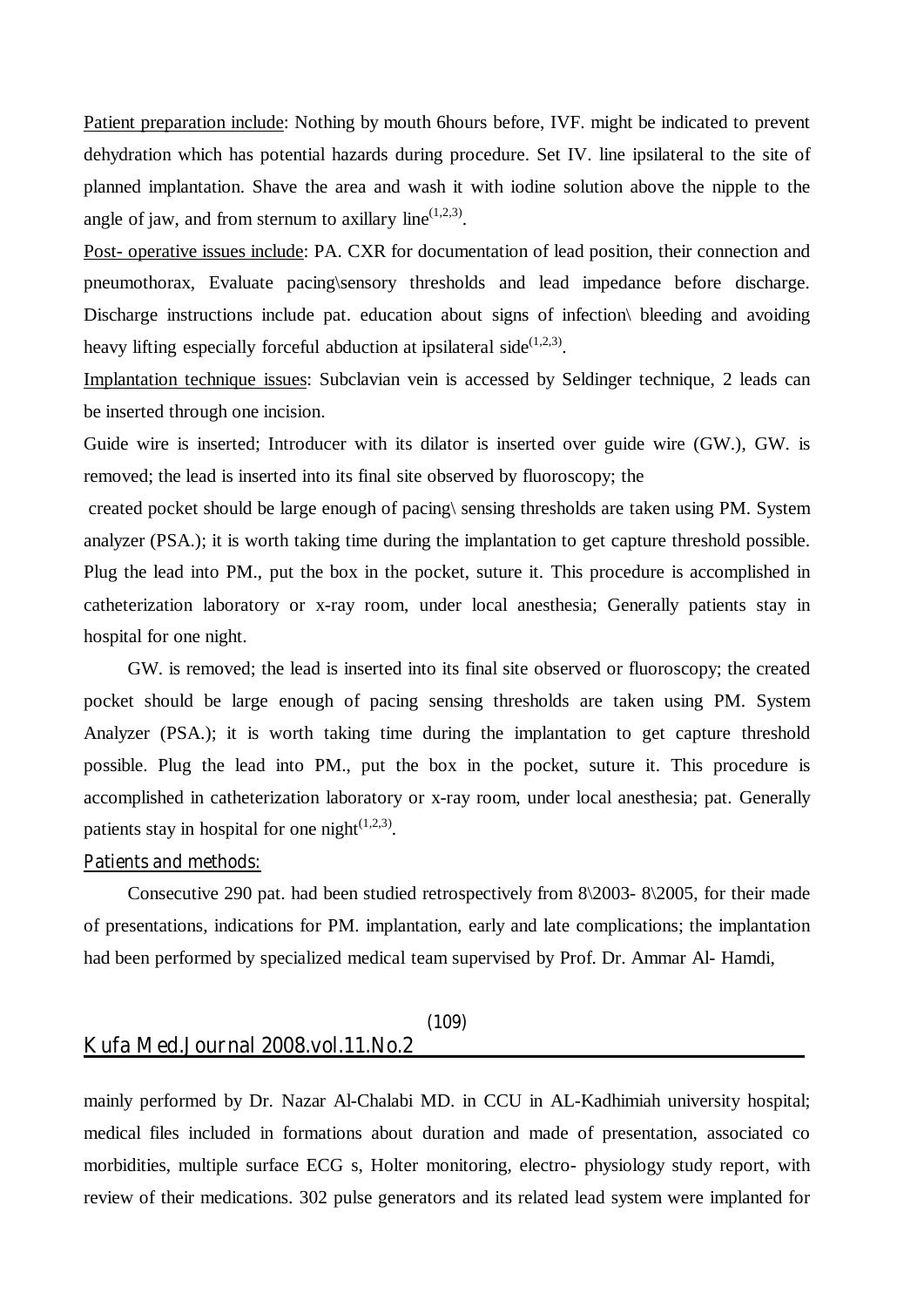Patient preparation include: Nothing by mouth 6hours before, IVF. might be indicated to prevent dehydration which has potential hazards during procedure. Set IV. line ipsilateral to the site of planned implantation. Shave the area and wash it with iodine solution above the nipple to the angle of jaw, and from sternum to axillary line[1,2,3].

Post- operative issues include: PA. CXR for documentation of lead position, their connection and pneumothorax, Evaluate pacing\sensory thresholds and lead impedance before discharge. Discharge instructions include pat. education about signs of infection\ bleeding and avoiding heavy lifting especially forceful abduction at ipsilateral side[1,2,3].

Implantation technique issues: Subclavian vein is accessed by Seldinger technique, 2 leads can be inserted through one incision.

Guide wire is inserted; Introducer with its dilator is inserted over guide wire (GW.), GW. is removed; the lead is inserted into its final site observed by fluoroscopy; the

created pocket should be large enough of pacing\ sensing thresholds are taken using PM. System analyzer (PSA.); it is worth taking time during the implantation to get capture threshold possible. Plug the lead into PM., put the box in the pocket, suture it. This procedure is accomplished in catheterization laboratory or x-ray room, under local anesthesia; Generally patients stay in hospital for one night.

GW. is removed; the lead is inserted into its final site observed or fluoroscopy; the created pocket should be large enough of pacing sensing thresholds are taken using PM. System Analyzer (PSA.); it is worth taking time during the implantation to get capture threshold possible. Plug the lead into PM., put the box in the pocket, suture it. This procedure is accomplished in catheterization laboratory or x-ray room, under local anesthesia; pat. Generally patients stay in hospital for one night[1,2,3].

## Patients and methods:

Consecutive 290 pat. had been studied retrospectively from 8\2003- 8\2005, for their made of presentations, indications for PM. implantation, early and late complications; the implantation had been performed by specialized medical team supervised by Prof. Dr. Ammar Al- Hamdi, mainly performed by Dr. Nazar Al-Chalabi MD. in CCU in AL-Kadhimiah university hospital; medical files included in formations about duration and made of presentation, associated co morbidities, multiple surface ECG s, Holter monitoring, electro- physiology study report, with review of their medications. 302 pulse generators and its related lead system were implanted for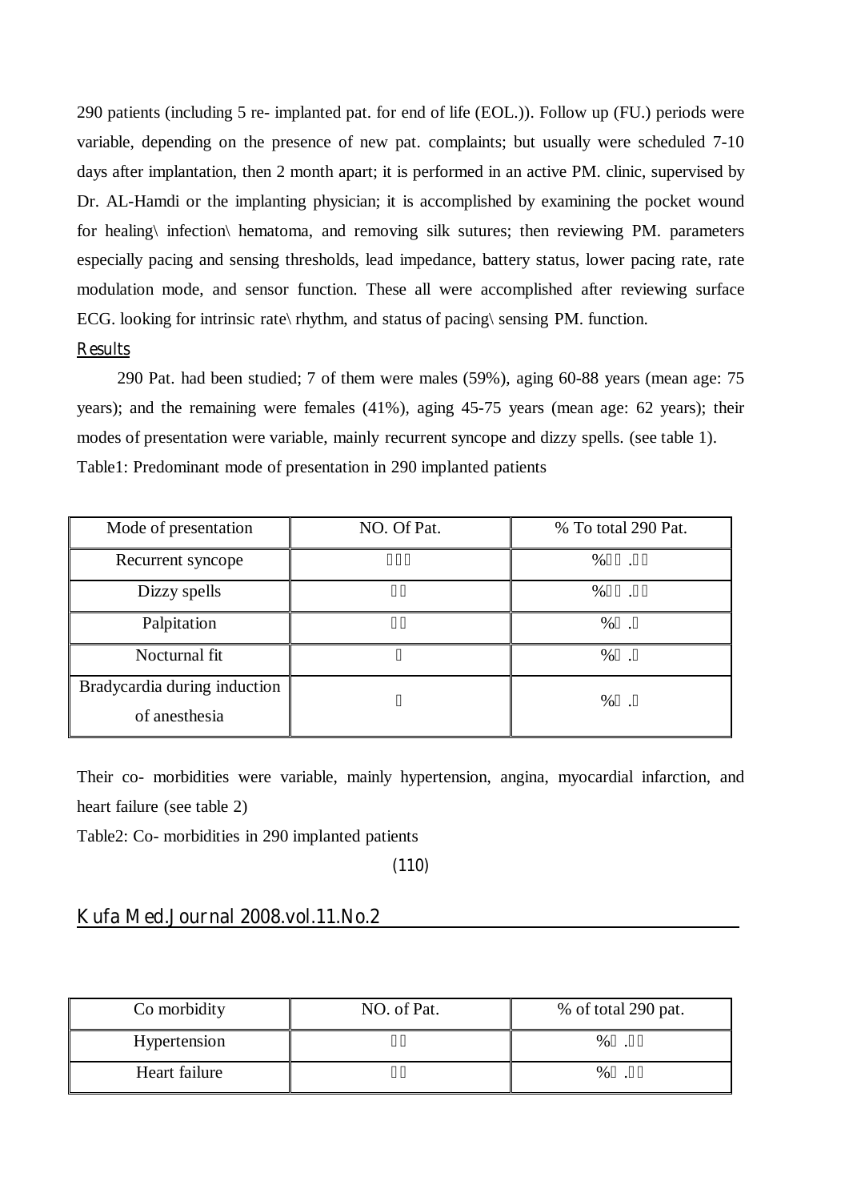290 patients (including 5 re- implanted pat. for end of life (EOL.)). Follow up (FU.) periods were variable, depending on the presence of new pat. complaints; but usually were scheduled 7-10 days after implantation, then 2 month apart; it is performed in an active PM. clinic, supervised by Dr. AL-Hamdi or the implanting physician; it is accomplished by examining the pocket wound for healing\ infection\ hematoma, and removing silk sutures; then reviewing PM. parameters especially pacing and sensing thresholds, lead impedance, battery status, lower pacing rate, rate modulation mode, and sensor function. These all were accomplished after reviewing surface ECG. looking for intrinsic rate\ rhythm, and status of pacing\ sensing PM. function.

## Results

290 Pat. had been studied; 7 of them were males (59%), aging 60-88 years (mean age: 75 years); and the remaining were females (41%), aging 45-75 years (mean age: 62 years); their modes of presentation were variable, mainly recurrent syncope and dizzy spells. (see table 1).

Table1: Predominant mode of presentation in 290 implanted patients

| Mode of presentation | NO. Of Pat. | % To total 290 Pat. |
|---|---|---|
| Recurrent syncope | | % . |
| Dizzy spells | | % . |
| Palpitation | | % . |
| Nocturnal fit | | % . |
| Bradycardia during induction of anesthesia | | % . |

Their co- morbidities were variable, mainly hypertension, angina, myocardial infarction, and heart failure (see table 2)

Table2: Co- morbidities in 290 implanted patients

| Co morbidity | NO. of Pat. | % of total 290 pat. |
|---|---|---|
| Hypertension | | % . |
| Heart failure | | % . |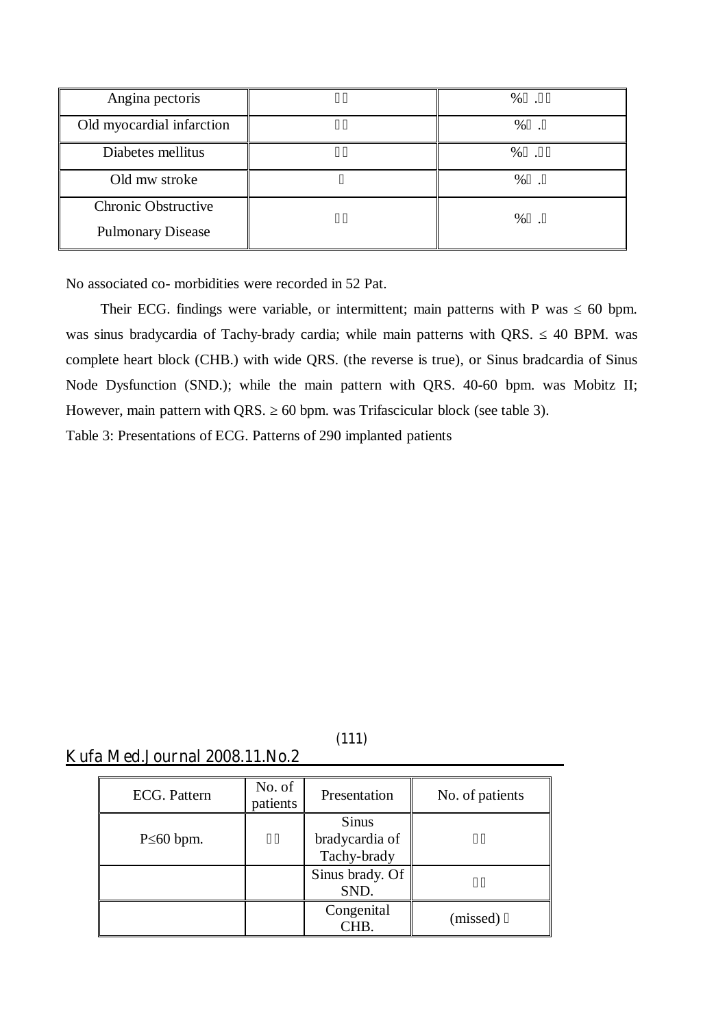| Angina pectoris |  | % . |
|---|---|---|
| Old myocardial infarction |  | % . |
| Diabetes mellitus |  | % . |
| Old mw stroke |  | % . |
| Chronic Obstructive Pulmonary Disease |  | % . |

No associated co- morbidities were recorded in 52 Pat.

Their ECG. findings were variable, or intermittent; main patterns with P was ≤ 60 bpm. was sinus bradycardia of Tachy-brady cardia; while main patterns with QRS. ≤ 40 BPM. was complete heart block (CHB.) with wide QRS. (the reverse is true), or Sinus bradcardia of Sinus Node Dysfunction (SND.); while the main pattern with QRS. 40-60 bpm. was Mobitz II; However, main pattern with QRS. ≥ 60 bpm. was Trifascicular block (see table 3).

Table 3: Presentations of ECG. Patterns of 290 implanted patients

| ECG. Pattern | No. of patients | Presentation | No. of patients |
|---|---|---|---|
| P≤60 bpm. |  | Sinus bradycardia of Tachy-brady |  |
|  |  | Sinus brady. Of SND. |  |
|  |  | Congenital CHB. | (missed) |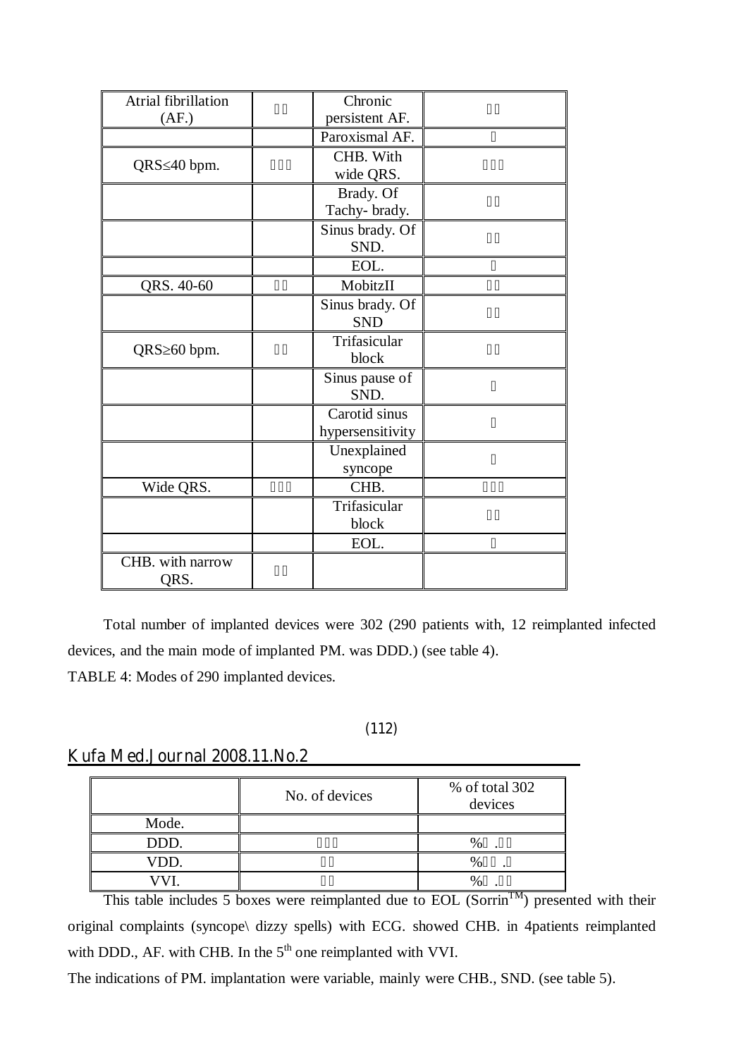| Atrial fibrillation (AF.) | □□ | Chronic persistent AF. | □□ |
|---|---|---|---|
| | | Paroxismal AF. | □ |
| QRS≤40 bpm. | □□□ | CHB. With wide QRS. | □□□ |
| | | Brady. Of Tachy- brady. | □□ |
| | | Sinus brady. Of SND. | □□ |
| | | EOL. | □ |
| QRS. 40-60 | □□ | MobitzII | □□ |
| | | Sinus brady. Of SND | □□ |
| QRS≥60 bpm. | □□ | Trifasicular block | □□ |
| | | Sinus pause of SND. | □ |
| | | Carotid sinus hypersensitivity | □ |
| | | Unexplained syncope | □ |
| Wide QRS. | □□□ | CHB. | □□□ |
| | | Trifasicular block | □□ |
| | | EOL. | □ |
| CHB. with narrow QRS. | □□ | | |

Total number of implanted devices were 302 (290 patients with, 12 reimplanted infected devices, and the main mode of implanted PM. was DDD.) (see table 4).

TABLE 4: Modes of 290 implanted devices.

| | No. of devices | % of total 302 devices |
|---|---|---|
| Mode. | | |
| DDD. | □□□ | %□ .□□ |
| VDD. | □□ | %□□ .□ |
| VVI. | □□ | %□ .□□ |

This table includes 5 boxes were reimplanted due to EOL (Sorrin™) presented with their original complaints (syncope\ dizzy spells) with ECG. showed CHB. in 4patients reimplanted with DDD., AF. with CHB. In the 5th one reimplanted with VVI.

The indications of PM. implantation were variable, mainly were CHB., SND. (see table 5).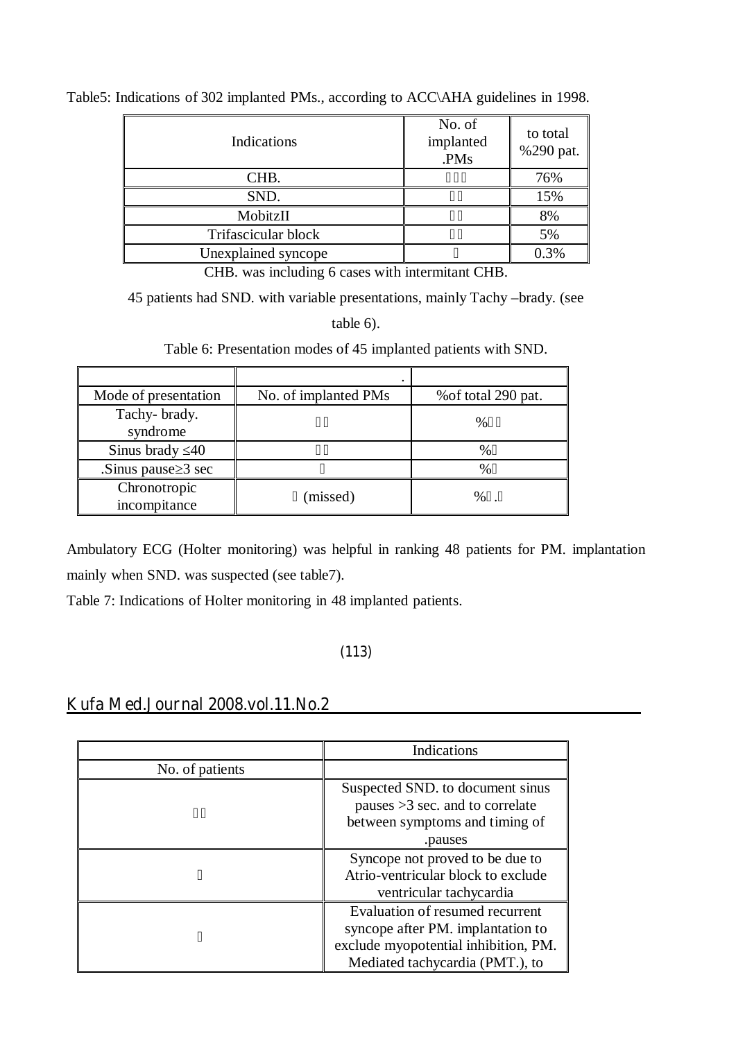Table5: Indications of 302 implanted PMs., according to ACC\AHA guidelines in 1998.

| Indications | No. of implanted .PMs | to total %290 pat. |
|---|---|---|
| CHB. | | 76% |
| SND. | | 15% |
| MobitzII | | 8% |
| Trifascicular block | | 5% |
| Unexplained syncope | | 0.3% |

CHB. was including 6 cases with intermitant CHB.

45 patients had SND. with variable presentations, mainly Tachy –brady. (see table 6).

Table 6: Presentation modes of 45 implanted patients with SND.

| | . | |
|---|---|---|
| Mode of presentation | No. of implanted PMs | %of total 290 pat. |
| Tachy- brady. syndrome | | % |
| Sinus brady ≤40 | | % |
| .Sinus pause≥3 sec | | % |
| Chronotropic incompitance | (missed) | % . |

Ambulatory ECG (Holter monitoring) was helpful in ranking 48 patients for PM. implantation mainly when SND. was suspected (see table7).

Table 7: Indications of Holter monitoring in 48 implanted patients.

| | Indications |
|---|---|
| No. of patients | |
| | Suspected SND. to document sinus pauses >3 sec. and to correlate between symptoms and timing of .pauses |
| | Syncope not proved to be due to Atrio-ventricular block to exclude ventricular tachycardia |
| | Evaluation of resumed recurrent syncope after PM. implantation to exclude myopotential inhibition, PM. Mediated tachycardia (PMT.), to |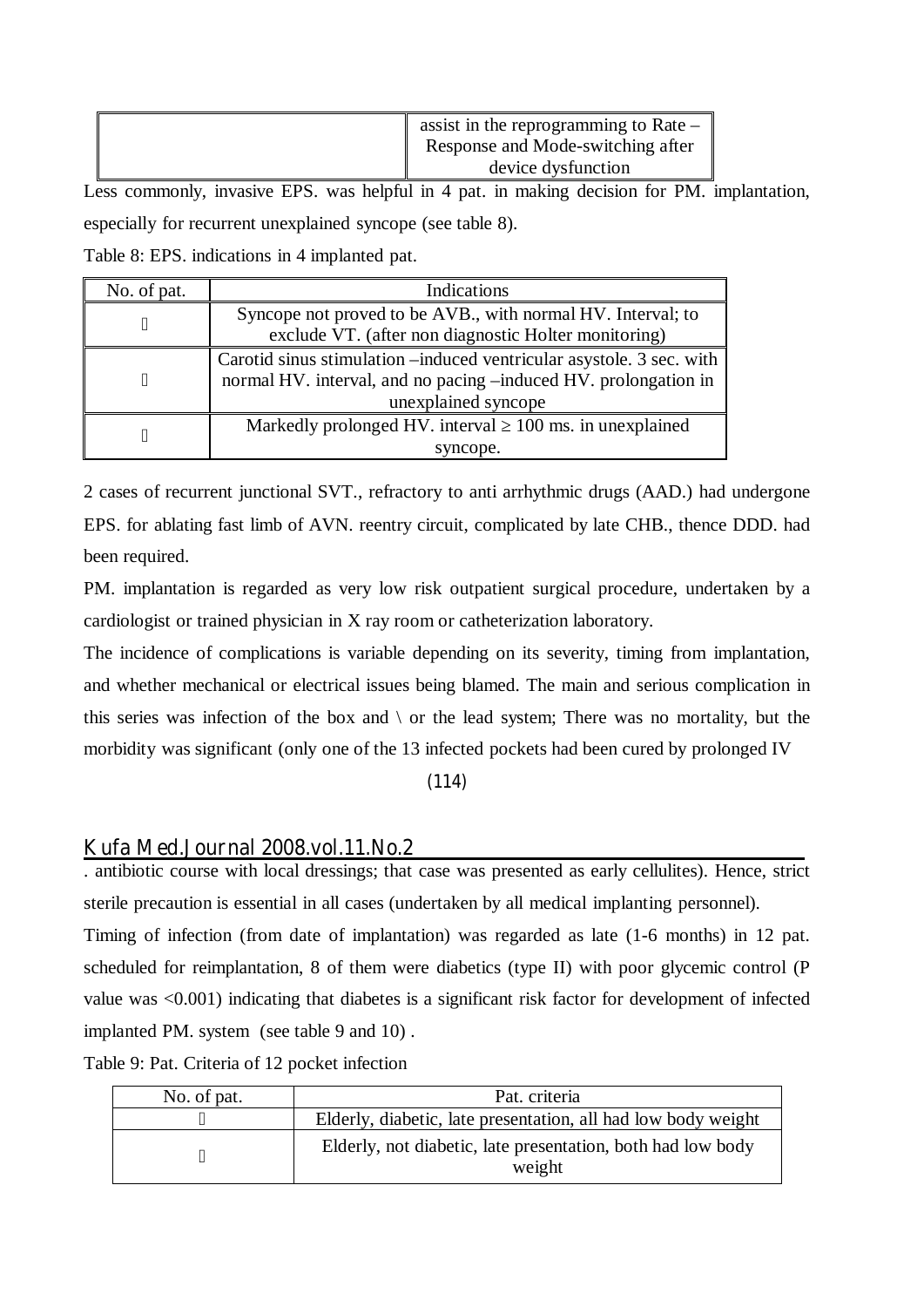| | assist in the reprogramming to Rate – Response and Mode-switching after device dysfunction |
|---|---|

Less commonly, invasive EPS. was helpful in 4 pat. in making decision for PM. implantation, especially for recurrent unexplained syncope (see table 8).

Table 8: EPS. indications in 4 implanted pat.

| No. of pat. | Indications |
|---|---|
|  | Syncope not proved to be AVB., with normal HV. Interval; to exclude VT. (after non diagnostic Holter monitoring) |
|  | Carotid sinus stimulation –induced ventricular asystole. 3 sec. with normal HV. interval, and no pacing –induced HV. prolongation in unexplained syncope |
|  | Markedly prolonged HV. interval ≥ 100 ms. in unexplained syncope. |

2 cases of recurrent junctional SVT., refractory to anti arrhythmic drugs (AAD.) had undergone EPS. for ablating fast limb of AVN. reentry circuit, complicated by late CHB., thence DDD. had been required.

PM. implantation is regarded as very low risk outpatient surgical procedure, undertaken by a cardiologist or trained physician in X ray room or catheterization laboratory.

The incidence of complications is variable depending on its severity, timing from implantation, and whether mechanical or electrical issues being blamed. The main and serious complication in this series was infection of the box and \ or the lead system; There was no mortality, but the morbidity was significant (only one of the 13 infected pockets had been cured by prolonged IV . antibiotic course with local dressings; that case was presented as early cellulites). Hence, strict sterile precaution is essential in all cases (undertaken by all medical implanting personnel).

Timing of infection (from date of implantation) was regarded as late (1-6 months) in 12 pat. scheduled for reimplantation, 8 of them were diabetics (type II) with poor glycemic control (P value was <0.001) indicating that diabetes is a significant risk factor for development of infected implanted PM. system (see table 9 and 10) .

Table 9: Pat. Criteria of 12 pocket infection

| No. of pat. | Pat. criteria |
|---|---|
|  | Elderly, diabetic, late presentation, all had low body weight |
|  | Elderly, not diabetic, late presentation, both had low body weight |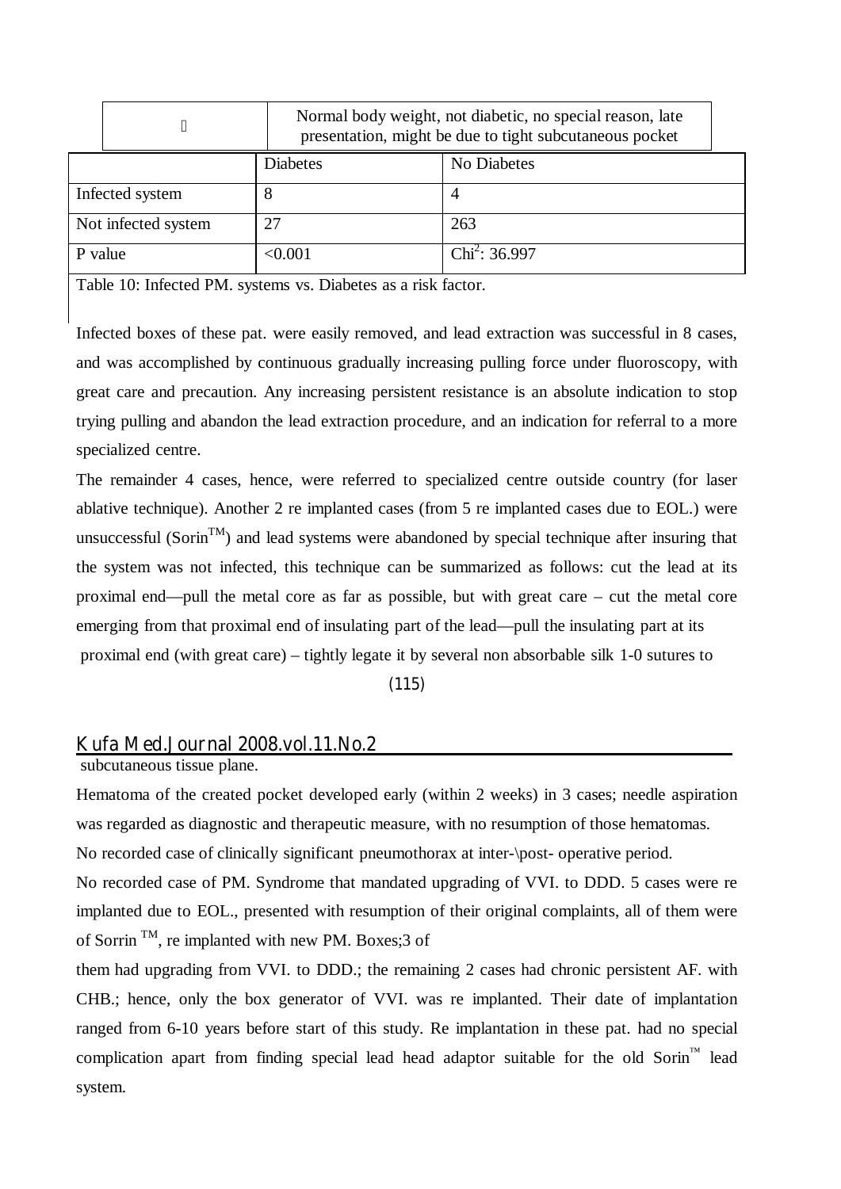|  | Normal body weight, not diabetic, no special reason, late presentation, might be due to tight subcutaneous pocket |
|---|---|

|  | Diabetes | No Diabetes |
|---|---|---|
| Infected system | 8 | 4 |
| Not infected system | 27 | 263 |
| P value | <0.001 | $Chi^2$: 36.997 |

Table 10: Infected PM. systems vs. Diabetes as a risk factor.

Infected boxes of these pat. were easily removed, and lead extraction was successful in 8 cases, and was accomplished by continuous gradually increasing pulling force under fluoroscopy, with great care and precaution. Any increasing persistent resistance is an absolute indication to stop trying pulling and abandon the lead extraction procedure, and an indication for referral to a more specialized centre.

The remainder 4 cases, hence, were referred to specialized centre outside country (for laser ablative technique). Another 2 re implanted cases (from 5 re implanted cases due to EOL.) were unsuccessful (Sorin™) and lead systems were abandoned by special technique after insuring that the system was not infected, this technique can be summarized as follows: cut the lead at its proximal end—pull the metal core as far as possible, but with great care – cut the metal core emerging from that proximal end of insulating part of the lead—pull the insulating part at its proximal end (with great care) – tightly legate it by several non absorbable silk 1-0 sutures to subcutaneous tissue plane.

Hematoma of the created pocket developed early (within 2 weeks) in 3 cases; needle aspiration was regarded as diagnostic and therapeutic measure, with no resumption of those hematomas.

No recorded case of clinically significant pneumothorax at inter-\post- operative period.

No recorded case of PM. Syndrome that mandated upgrading of VVI. to DDD. 5 cases were re implanted due to EOL., presented with resumption of their original complaints, all of them were of Sorrin ™, re implanted with new PM. Boxes;3 of them had upgrading from VVI. to DDD.; the remaining 2 cases had chronic persistent AF. with CHB.; hence, only the box generator of VVI. was re implanted. Their date of implantation ranged from 6-10 years before start of this study. Re implantation in these pat. had no special complication apart from finding special lead head adaptor suitable for the old Sorin™ lead system.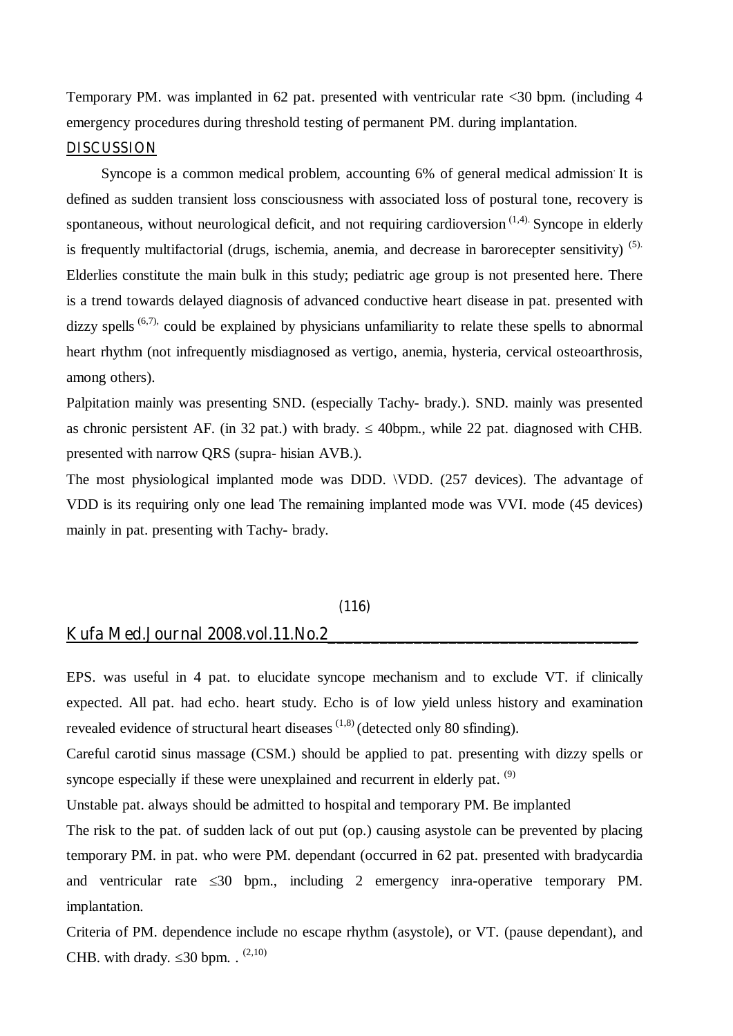Temporary PM. was implanted in 62 pat. presented with ventricular rate <30 bpm. (including 4 emergency procedures during threshold testing of permanent PM. during implantation.

## DISCUSSION

Syncope is a common medical problem, accounting 6% of general medical admission. It is defined as sudden transient loss consciousness with associated loss of postural tone, recovery is spontaneous, without neurological deficit, and not requiring cardioversion [1,4]. Syncope in elderly is frequently multifactorial (drugs, ischemia, anemia, and decrease in barorecepter sensitivity) [5]. Elderlies constitute the main bulk in this study; pediatric age group is not presented here. There is a trend towards delayed diagnosis of advanced conductive heart disease in pat. presented with dizzy spells [6,7], could be explained by physicians unfamiliarity to relate these spells to abnormal heart rhythm (not infrequently misdiagnosed as vertigo, anemia, hysteria, cervical osteoarthrosis, among others).

Palpitation mainly was presenting SND. (especially Tachy- brady.). SND. mainly was presented as chronic persistent AF. (in 32 pat.) with brady. ≤ 40bpm., while 22 pat. diagnosed with CHB. presented with narrow QRS (supra- hisian AVB.).

The most physiological implanted mode was DDD. \VDD. (257 devices). The advantage of VDD is its requiring only one lead The remaining implanted mode was VVI. mode (45 devices) mainly in pat. presenting with Tachy- brady.

EPS. was useful in 4 pat. to elucidate syncope mechanism and to exclude VT. if clinically expected. All pat. had echo. heart study. Echo is of low yield unless history and examination revealed evidence of structural heart diseases [1,8] (detected only 80 sfinding).

Careful carotid sinus massage (CSM.) should be applied to pat. presenting with dizzy spells or syncope especially if these were unexplained and recurrent in elderly pat. [9]

Unstable pat. always should be admitted to hospital and temporary PM. Be implanted

The risk to the pat. of sudden lack of out put (op.) causing asystole can be prevented by placing temporary PM. in pat. who were PM. dependant (occurred in 62 pat. presented with bradycardia and ventricular rate ≤30 bpm., including 2 emergency inra-operative temporary PM. implantation.

Criteria of PM. dependence include no escape rhythm (asystole), or VT. (pause dependant), and CHB. with drady. ≤30 bpm. . [2,10]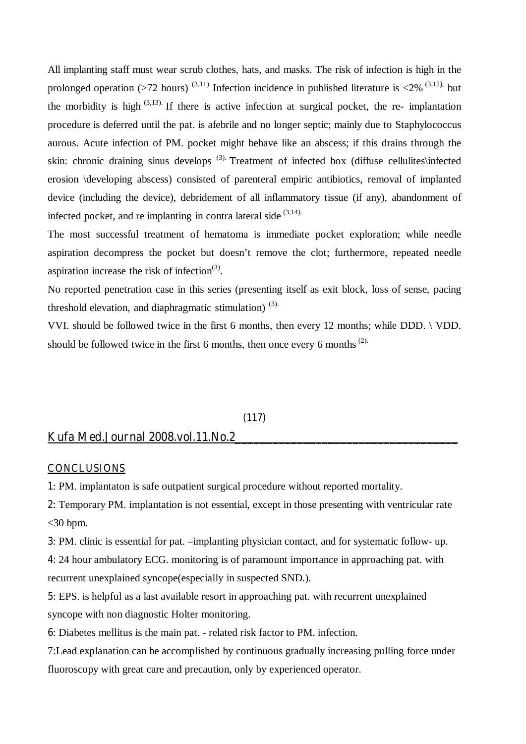All implanting staff must wear scrub clothes, hats, and masks. The risk of infection is high in the prolonged operation (>72 hours) [3,11]. Infection incidence in published literature is <2% [3,12], but the morbidity is high [3,13]. If there is active infection at surgical pocket, the re- implantation procedure is deferred until the pat. is afebrile and no longer septic; mainly due to Staphylococcus aurous. Acute infection of PM. pocket might behave like an abscess; if this drains through the skin: chronic draining sinus develops [3]. Treatment of infected box (diffuse cellulites\infected erosion \developing abscess) consisted of parenteral empiric antibiotics, removal of implanted device (including the device), debridement of all inflammatory tissue (if any), abandonment of infected pocket, and re implanting in contra lateral side [3,14].

The most successful treatment of hematoma is immediate pocket exploration; while needle aspiration decompress the pocket but doesn't remove the clot; furthermore, repeated needle aspiration increase the risk of infection[3].

No reported penetration case in this series (presenting itself as exit block, loss of sense, pacing threshold elevation, and diaphragmatic stimulation) [3].

VVI. should be followed twice in the first 6 months, then every 12 months; while DDD. \ VDD. should be followed twice in the first 6 months, then once every 6 months [2].

## CONCLUSIONS

1: PM. implantaton is safe outpatient surgical procedure without reported mortality.

2: Temporary PM. implantation is not essential, except in those presenting with ventricular rate ≤30 bpm.

3: PM. clinic is essential for pat. –implanting physician contact, and for systematic follow- up.

4: 24 hour ambulatory ECG. monitoring is of paramount importance in approaching pat. with recurrent unexplained syncope(especially in suspected SND.).

5: EPS. is helpful as a last available resort in approaching pat. with recurrent unexplained syncope with non diagnostic Holter monitoring.

6: Diabetes mellitus is the main pat. - related risk factor to PM. infection.

7:Lead explanation can be accomplished by continuous gradually increasing pulling force under fluoroscopy with great care and precaution, only by experienced operator.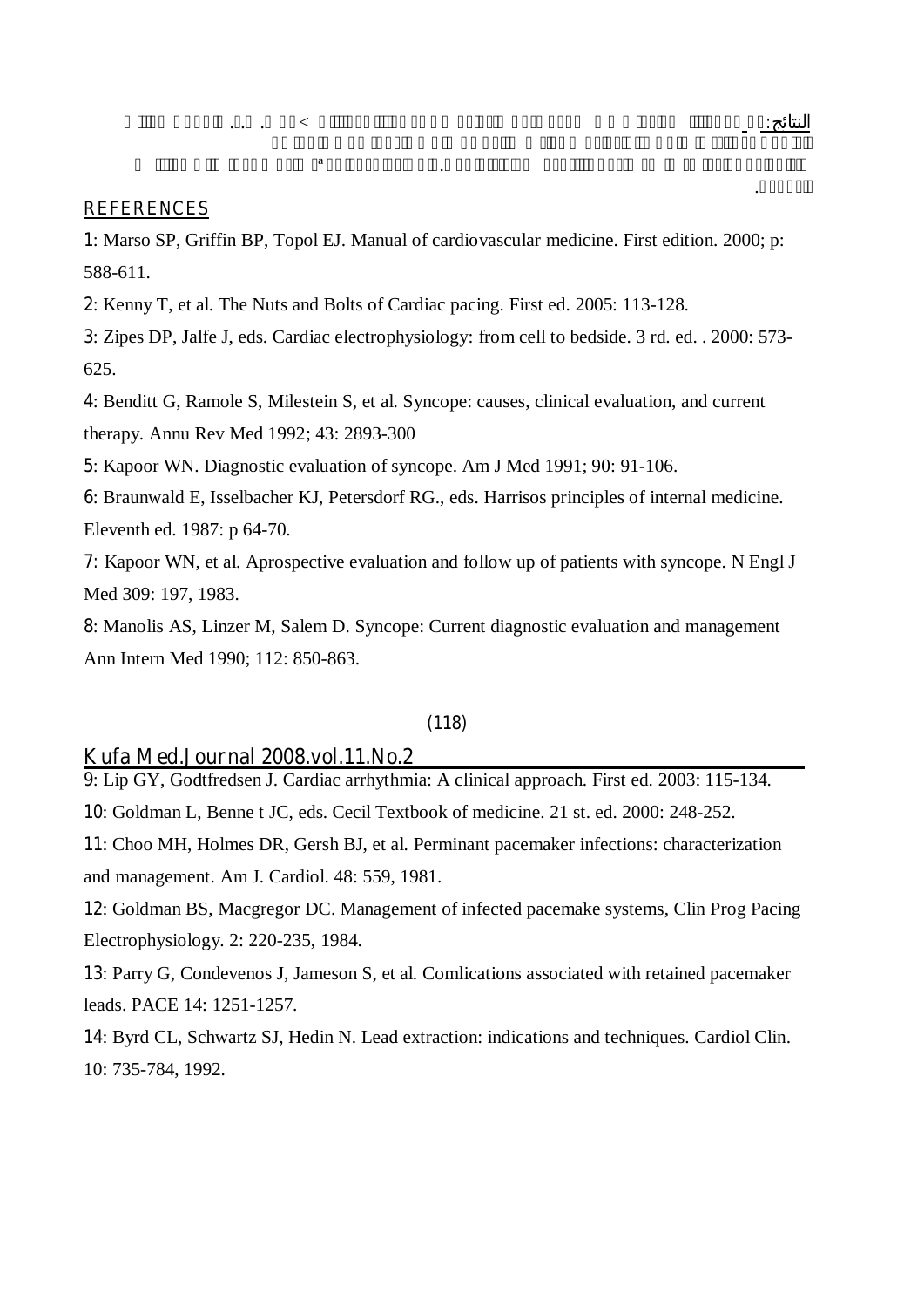النتائج:

## REFERENCES

1: Marso SP, Griffin BP, Topol EJ. Manual of cardiovascular medicine. First edition. 2000; p: 588-611.

2: Kenny T, et al. The Nuts and Bolts of Cardiac pacing. First ed. 2005: 113-128.

3: Zipes DP, Jalfe J, eds. Cardiac electrophysiology: from cell to bedside. 3 rd. ed. . 2000: 573-625.

4: Benditt G, Ramole S, Milestein S, et al. Syncope: causes, clinical evaluation, and current therapy. Annu Rev Med 1992; 43: 2893-300

5: Kapoor WN. Diagnostic evaluation of syncope. Am J Med 1991; 90: 91-106.

6: Braunwald E, Isselbacher KJ, Petersdorf RG., eds. Harrisos principles of internal medicine. Eleventh ed. 1987: p 64-70.

7: Kapoor WN, et al. Aprospective evaluation and follow up of patients with syncope. N Engl J Med 309: 197, 1983.

8: Manolis AS, Linzer M, Salem D. Syncope: Current diagnostic evaluation and management Ann Intern Med 1990; 112: 850-863.

9: Lip GY, Godtfredsen J. Cardiac arrhythmia: A clinical approach. First ed. 2003: 115-134.

10: Goldman L, Benne t JC, eds. Cecil Textbook of medicine. 21 st. ed. 2000: 248-252.

11: Choo MH, Holmes DR, Gersh BJ, et al. Perminant pacemaker infections: characterization and management. Am J. Cardiol. 48: 559, 1981.

12: Goldman BS, Macgregor DC. Management of infected pacemake systems, Clin Prog Pacing Electrophysiology. 2: 220-235, 1984.

13: Parry G, Condevenos J, Jameson S, et al. Comlications associated with retained pacemaker leads. PACE 14: 1251-1257.

14: Byrd CL, Schwartz SJ, Hedin N. Lead extraction: indications and techniques. Cardiol Clin. 10: 735-784, 1992.